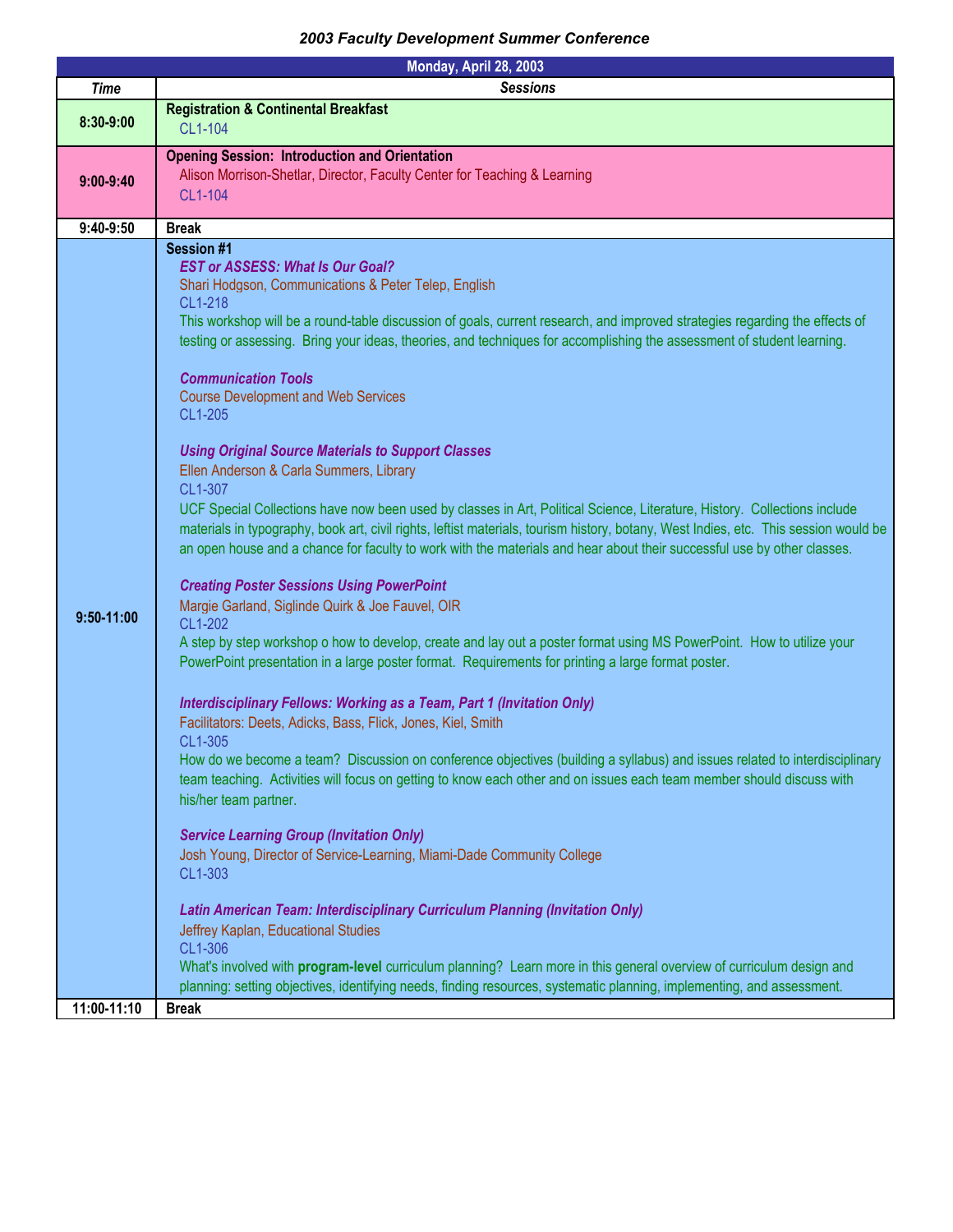# 2003 Faculty Development Summer Conference

| Monday, April 28, 2003 | |
|---|---|
| **Time** | **Sessions** |
| **8:30-9:00** | **Registration & Continental Breakfast**<br>CL1-104 |
| **9:00-9:40** | **Opening Session: Introduction and Orientation**<br>Alison Morrison-Shetlar, Director, Faculty Center for Teaching & Learning<br>CL1-104 |
| **9:40-9:50** | **Break** |
| **9:50-11:00** | **Session #1**<br>***EST or ASSESS: What Is Our Goal?***<br>Shari Hodgson, Communications & Peter Telep, English<br>CL1-218<br>This workshop will be a round-table discussion of goals, current research, and improved strategies regarding the effects of testing or assessing. Bring your ideas, theories, and techniques for accomplishing the assessment of student learning.<br><br>***Communication Tools***<br>Course Development and Web Services<br>CL1-205<br><br>***Using Original Source Materials to Support Classes***<br>Ellen Anderson & Carla Summers, Library<br>CL1-307<br>UCF Special Collections have now been used by classes in Art, Political Science, Literature, History. Collections include materials in typography, book art, civil rights, leftist materials, tourism history, botany, West Indies, etc. This session would be an open house and a chance for faculty to work with the materials and hear about their successful use by other classes.<br><br>***Creating Poster Sessions Using PowerPoint***<br>Margie Garland, Siglinde Quirk & Joe Fauvel, OIR<br>CL1-202<br>A step by step workshop o how to develop, create and lay out a poster format using MS PowerPoint. How to utilize your PowerPoint presentation in a large poster format. Requirements for printing a large format poster.<br><br>***Interdisciplinary Fellows: Working as a Team, Part 1 (Invitation Only)***<br>Facilitators: Deets, Adicks, Bass, Flick, Jones, Kiel, Smith<br>CL1-305<br>How do we become a team? Discussion on conference objectives (building a syllabus) and issues related to interdisciplinary team teaching. Activities will focus on getting to know each other and on issues each team member should discuss with his/her team partner.<br><br>***Service Learning Group (Invitation Only)***<br>Josh Young, Director of Service-Learning, Miami-Dade Community College<br>CL1-303<br><br>***Latin American Team: Interdisciplinary Curriculum Planning (Invitation Only)***<br>Jeffrey Kaplan, Educational Studies<br>CL1-306<br>What's involved with **program-level** curriculum planning? Learn more in this general overview of curriculum design and planning: setting objectives, identifying needs, finding resources, systematic planning, implementing, and assessment. |
| **11:00-11:10** | **Break** |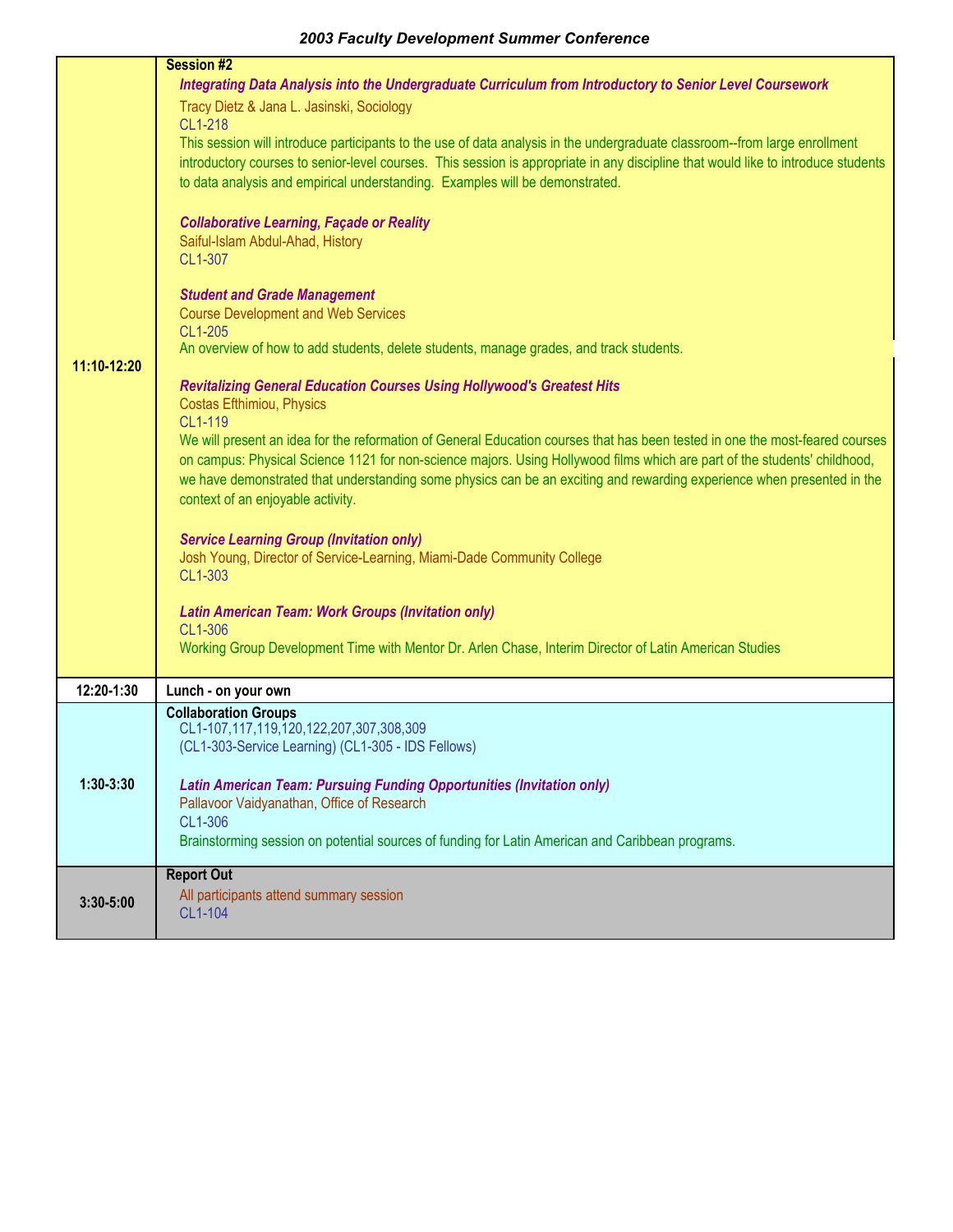| Time | Session |
| --- | --- |
| 11:10-12:20 | **Session #2**<br><br>***Integrating Data Analysis into the Undergraduate Curriculum from Introductory to Senior Level Coursework***<br>Tracy Dietz & Jana L. Jasinski, Sociology<br>CL1-218<br>This session will introduce participants to the use of data analysis in the undergraduate classroom--from large enrollment introductory courses to senior-level courses. This session is appropriate in any discipline that would like to introduce students to data analysis and empirical understanding. Examples will be demonstrated.<br><br>***Collaborative Learning, Façade or Reality***<br>Saiful-Islam Abdul-Ahad, History<br>CL1-307<br><br>***Student and Grade Management***<br>Course Development and Web Services<br>CL1-205<br>An overview of how to add students, delete students, manage grades, and track students.<br><br>***Revitalizing General Education Courses Using Hollywood's Greatest Hits***<br>Costas Efthimiou, Physics<br>CL1-119<br>We will present an idea for the reformation of General Education courses that has been tested in one the most-feared courses on campus: Physical Science 1121 for non-science majors. Using Hollywood films which are part of the students' childhood, we have demonstrated that understanding some physics can be an exciting and rewarding experience when presented in the context of an enjoyable activity.<br><br>***Service Learning Group (Invitation only)***<br>Josh Young, Director of Service-Learning, Miami-Dade Community College<br>CL1-303<br><br>***Latin American Team: Work Groups (Invitation only)***<br>CL1-306<br>Working Group Development Time with Mentor Dr. Arlen Chase, Interim Director of Latin American Studies |
| 12:20-1:30 | **Lunch - on your own** |
| 1:30-3:30 | **Collaboration Groups**<br>CL1-107,117,119,120,122,207,307,308,309<br>(CL1-303-Service Learning) (CL1-305 - IDS Fellows)<br><br>***Latin American Team: Pursuing Funding Opportunities (Invitation only)***<br>Pallavoor Vaidyanathan, Office of Research<br>CL1-306<br>Brainstorming session on potential sources of funding for Latin American and Caribbean programs. |
| 3:30-5:00 | **Report Out**<br>All participants attend summary session<br>CL1-104 |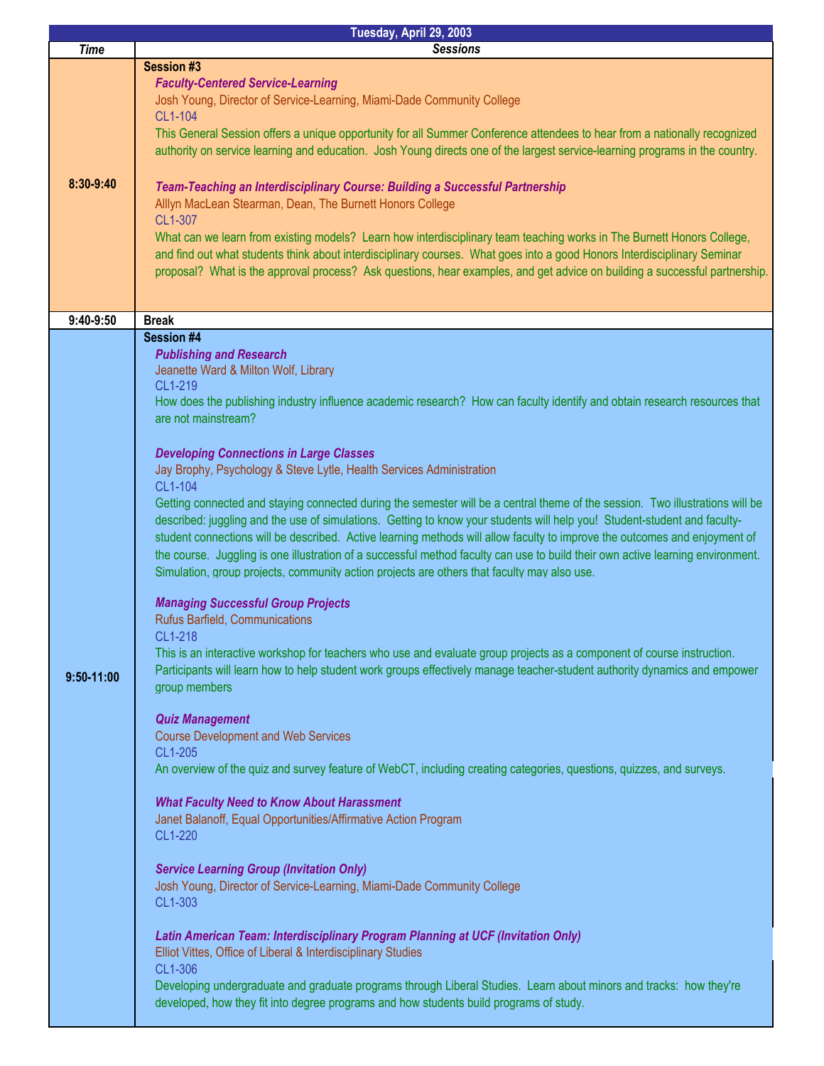## Tuesday, April 29, 2003

| Time | Sessions |
| --- | --- |
| 8:30-9:40 | **Session #3**<br><br>***Faculty-Centered Service-Learning***<br>Josh Young, Director of Service-Learning, Miami-Dade Community College<br>CL1-104<br>This General Session offers a unique opportunity for all Summer Conference attendees to hear from a nationally recognized authority on service learning and education. Josh Young directs one of the largest service-learning programs in the country.<br><br>***Team-Teaching an Interdisciplinary Course: Building a Successful Partnership***<br>Alllyn MacLean Stearman, Dean, The Burnett Honors College<br>CL1-307<br>What can we learn from existing models? Learn how interdisciplinary team teaching works in The Burnett Honors College, and find out what students think about interdisciplinary courses. What goes into a good Honors Interdisciplinary Seminar proposal? What is the approval process? Ask questions, hear examples, and get advice on building a successful partnership. |
| 9:40-9:50 | **Break** |
| 9:50-11:00 | **Session #4**<br><br>***Publishing and Research***<br>Jeanette Ward & Milton Wolf, Library<br>CL1-219<br>How does the publishing industry influence academic research? How can faculty identify and obtain research resources that are not mainstream?<br><br>***Developing Connections in Large Classes***<br>Jay Brophy, Psychology & Steve Lytle, Health Services Administration<br>CL1-104<br>Getting connected and staying connected during the semester will be a central theme of the session. Two illustrations will be described: juggling and the use of simulations. Getting to know your students will help you! Student-student and faculty-student connections will be described. Active learning methods will allow faculty to improve the outcomes and enjoyment of the course. Juggling is one illustration of a successful method faculty can use to build their own active learning environment. Simulation, group projects, community action projects are others that faculty may also use.<br><br>***Managing Successful Group Projects***<br>Rufus Barfield, Communications<br>CL1-218<br>This is an interactive workshop for teachers who use and evaluate group projects as a component of course instruction. Participants will learn how to help student work groups effectively manage teacher-student authority dynamics and empower group members<br><br>***Quiz Management***<br>Course Development and Web Services<br>CL1-205<br>An overview of the quiz and survey feature of WebCT, including creating categories, questions, quizzes, and surveys.<br><br>***What Faculty Need to Know About Harassment***<br>Janet Balanoff, Equal Opportunities/Affirmative Action Program<br>CL1-220<br><br>***Service Learning Group (Invitation Only)***<br>Josh Young, Director of Service-Learning, Miami-Dade Community College<br>CL1-303<br><br>***Latin American Team: Interdisciplinary Program Planning at UCF (Invitation Only)***<br>Elliot Vittes, Office of Liberal & Interdisciplinary Studies<br>CL1-306<br>Developing undergraduate and graduate programs through Liberal Studies. Learn about minors and tracks: how they're developed, how they fit into degree programs and how students build programs of study. |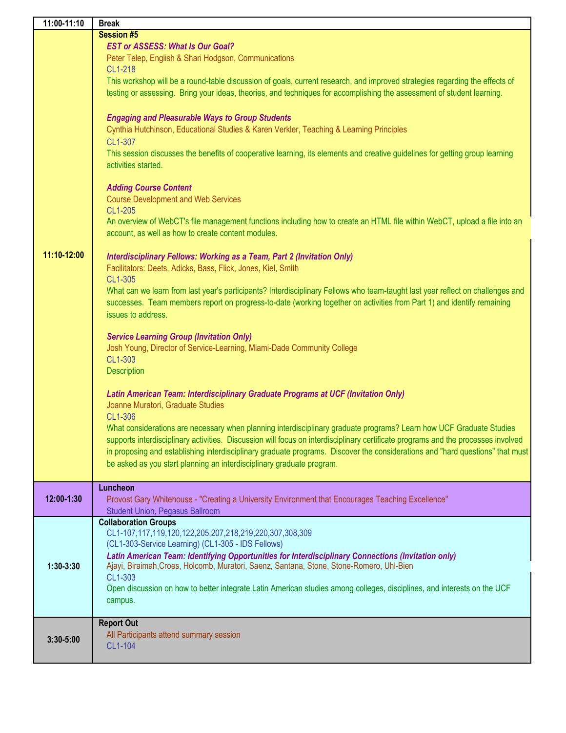| | |
|---|---|
| 11:00-11:10 | **Break** |
| 11:10-12:00 | **Session #5**<br><br>***EST or ASSESS: What Is Our Goal?***<br>Peter Telep, English & Shari Hodgson, Communications<br>CL1-218<br>This workshop will be a round-table discussion of goals, current research, and improved strategies regarding the effects of testing or assessing. Bring your ideas, theories, and techniques for accomplishing the assessment of student learning.<br><br>***Engaging and Pleasurable Ways to Group Students***<br>Cynthia Hutchinson, Educational Studies & Karen Verkler, Teaching & Learning Principles<br>CL1-307<br>This session discusses the benefits of cooperative learning, its elements and creative guidelines for getting group learning activities started.<br><br>***Adding Course Content***<br>Course Development and Web Services<br>CL1-205<br>An overview of WebCT's file management functions including how to create an HTML file within WebCT, upload a file into an account, as well as how to create content modules.<br><br>***Interdisciplinary Fellows: Working as a Team, Part 2 (Invitation Only)***<br>Facilitators: Deets, Adicks, Bass, Flick, Jones, Kiel, Smith<br>CL1-305<br>What can we learn from last year's participants? Interdisciplinary Fellows who team-taught last year reflect on challenges and successes. Team members report on progress-to-date (working together on activities from Part 1) and identify remaining issues to address.<br><br>***Service Learning Group (Invitation Only)***<br>Josh Young, Director of Service-Learning, Miami-Dade Community College<br>CL1-303<br>Description<br><br>***Latin American Team: Interdisciplinary Graduate Programs at UCF (Invitation Only)***<br>Joanne Muratori, Graduate Studies<br>CL1-306<br>What considerations are necessary when planning interdisciplinary graduate programs? Learn how UCF Graduate Studies supports interdisciplinary activities. Discussion will focus on interdisciplinary certificate programs and the processes involved in proposing and establishing interdisciplinary graduate programs. Discover the considerations and "hard questions" that must be asked as you start planning an interdisciplinary graduate program. |
| 12:00-1:30 | **Luncheon**<br>Provost Gary Whitehouse - "Creating a University Environment that Encourages Teaching Excellence"<br>Student Union, Pegasus Ballroom |
| 1:30-3:30 | **Collaboration Groups**<br>CL1-107,117,119,120,122,205,207,218,219,220,307,308,309<br>(CL1-303-Service Learning) (CL1-305 - IDS Fellows)<br>***Latin American Team: Identifying Opportunities for Interdisciplinary Connections (Invitation only)***<br>Ajayi, Biraimah,Croes, Holcomb, Muratori, Saenz, Santana, Stone, Stone-Romero, Uhl-Bien<br>CL1-303<br>Open discussion on how to better integrate Latin American studies among colleges, disciplines, and interests on the UCF campus. |
| 3:30-5:00 | **Report Out**<br>All Participants attend summary session<br>CL1-104 |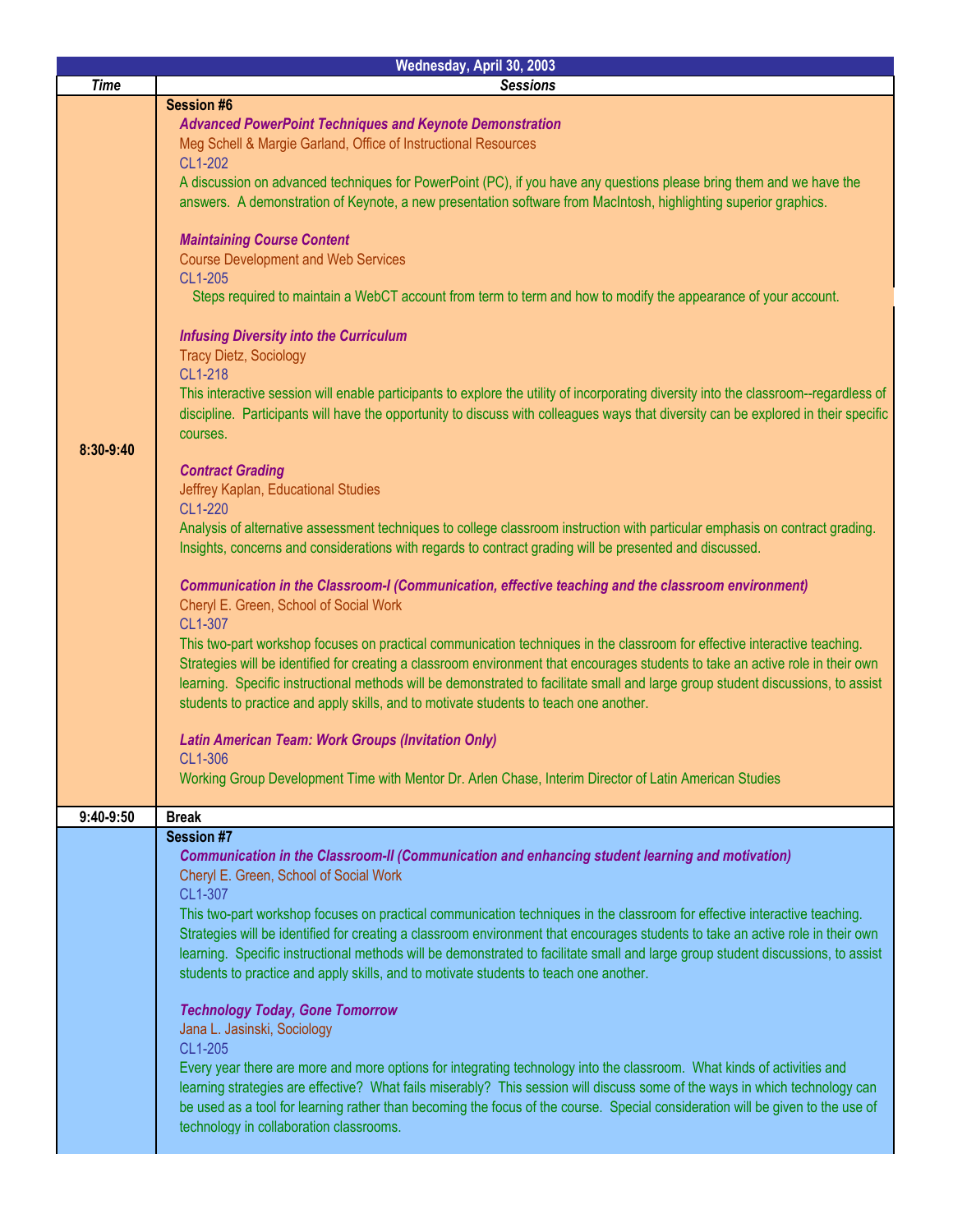| Wednesday, April 30, 2003 | |
|---|---|
| ***Time*** | ***Sessions*** |
| 8:30-9:40 | **Session #6**<br><br>***Advanced PowerPoint Techniques and Keynote Demonstration***<br>Meg Schell & Margie Garland, Office of Instructional Resources<br>CL1-202<br>A discussion on advanced techniques for PowerPoint (PC), if you have any questions please bring them and we have the answers. A demonstration of Keynote, a new presentation software from MacIntosh, highlighting superior graphics.<br><br>***Maintaining Course Content***<br>Course Development and Web Services<br>CL1-205<br>Steps required to maintain a WebCT account from term to term and how to modify the appearance of your account.<br><br>***Infusing Diversity into the Curriculum***<br>Tracy Dietz, Sociology<br>CL1-218<br>This interactive session will enable participants to explore the utility of incorporating diversity into the classroom--regardless of discipline. Participants will have the opportunity to discuss with colleagues ways that diversity can be explored in their specific courses.<br><br>***Contract Grading***<br>Jeffrey Kaplan, Educational Studies<br>CL1-220<br>Analysis of alternative assessment techniques to college classroom instruction with particular emphasis on contract grading. Insights, concerns and considerations with regards to contract grading will be presented and discussed.<br><br>***Communication in the Classroom-I (Communication, effective teaching and the classroom environment)***<br>Cheryl E. Green, School of Social Work<br>CL1-307<br>This two-part workshop focuses on practical communication techniques in the classroom for effective interactive teaching. Strategies will be identified for creating a classroom environment that encourages students to take an active role in their own learning. Specific instructional methods will be demonstrated to facilitate small and large group student discussions, to assist students to practice and apply skills, and to motivate students to teach one another.<br><br>***Latin American Team: Work Groups (Invitation Only)***<br>CL1-306<br>Working Group Development Time with Mentor Dr. Arlen Chase, Interim Director of Latin American Studies |
| 9:40-9:50 | **Break** |
| | **Session #7**<br><br>***Communication in the Classroom-II (Communication and enhancing student learning and motivation)***<br>Cheryl E. Green, School of Social Work<br>CL1-307<br>This two-part workshop focuses on practical communication techniques in the classroom for effective interactive teaching. Strategies will be identified for creating a classroom environment that encourages students to take an active role in their own learning. Specific instructional methods will be demonstrated to facilitate small and large group student discussions, to assist students to practice and apply skills, and to motivate students to teach one another.<br><br>***Technology Today, Gone Tomorrow***<br>Jana L. Jasinski, Sociology<br>CL1-205<br>Every year there are more and more options for integrating technology into the classroom. What kinds of activities and learning strategies are effective? What fails miserably? This session will discuss some of the ways in which technology can be used as a tool for learning rather than becoming the focus of the course. Special consideration will be given to the use of technology in collaboration classrooms. |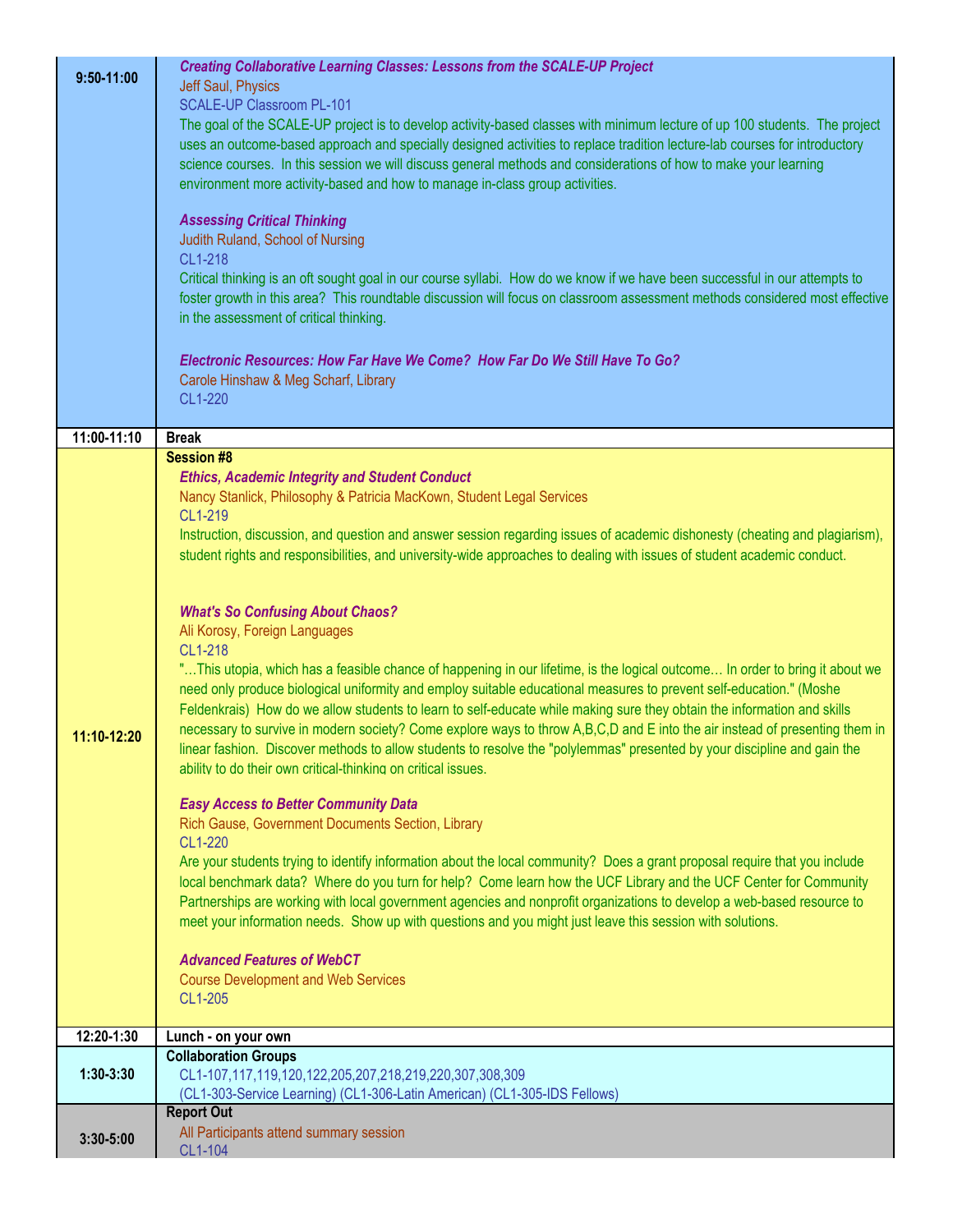| | |
|---|---|
| 9:50-11:00 | ***Creating Collaborative Learning Classes: Lessons from the SCALE-UP Project***<br>Jeff Saul, Physics<br>SCALE-UP Classroom PL-101<br>The goal of the SCALE-UP project is to develop activity-based classes with minimum lecture of up 100 students. The project uses an outcome-based approach and specially designed activities to replace tradition lecture-lab courses for introductory science courses. In this session we will discuss general methods and considerations of how to make your learning environment more activity-based and how to manage in-class group activities.<br><br>***Assessing Critical Thinking***<br>Judith Ruland, School of Nursing<br>CL1-218<br>Critical thinking is an oft sought goal in our course syllabi. How do we know if we have been successful in our attempts to foster growth in this area? This roundtable discussion will focus on classroom assessment methods considered most effective in the assessment of critical thinking.<br><br>***Electronic Resources: How Far Have We Come? How Far Do We Still Have To Go?***<br>Carole Hinshaw & Meg Scharf, Library<br>CL1-220 |
| 11:00-11:10 | **Break** |
| 11:10-12:20 | **Session #8**<br>***Ethics, Academic Integrity and Student Conduct***<br>Nancy Stanlick, Philosophy & Patricia MacKown, Student Legal Services<br>CL1-219<br>Instruction, discussion, and question and answer session regarding issues of academic dishonesty (cheating and plagiarism), student rights and responsibilities, and university-wide approaches to dealing with issues of student academic conduct.<br><br>***What's So Confusing About Chaos?***<br>Ali Korosy, Foreign Languages<br>CL1-218<br>"…This utopia, which has a feasible chance of happening in our lifetime, is the logical outcome… In order to bring it about we need only produce biological uniformity and employ suitable educational measures to prevent self-education." (Moshe Feldenkrais) How do we allow students to learn to self-educate while making sure they obtain the information and skills necessary to survive in modern society? Come explore ways to throw A,B,C,D and E into the air instead of presenting them in linear fashion. Discover methods to allow students to resolve the "polylemmas" presented by your discipline and gain the ability to do their own critical-thinking on critical issues.<br><br>***Easy Access to Better Community Data***<br>Rich Gause, Government Documents Section, Library<br>CL1-220<br>Are your students trying to identify information about the local community? Does a grant proposal require that you include local benchmark data? Where do you turn for help? Come learn how the UCF Library and the UCF Center for Community Partnerships are working with local government agencies and nonprofit organizations to develop a web-based resource to meet your information needs. Show up with questions and you might just leave this session with solutions.<br><br>***Advanced Features of WebCT***<br>Course Development and Web Services<br>CL1-205 |
| 12:20-1:30 | **Lunch - on your own** |
| 1:30-3:30 | **Collaboration Groups**<br>CL1-107,117,119,120,122,205,207,218,219,220,307,308,309<br>(CL1-303-Service Learning) (CL1-306-Latin American) (CL1-305-IDS Fellows) |
| 3:30-5:00 | **Report Out**<br>All Participants attend summary session<br>CL1-104 |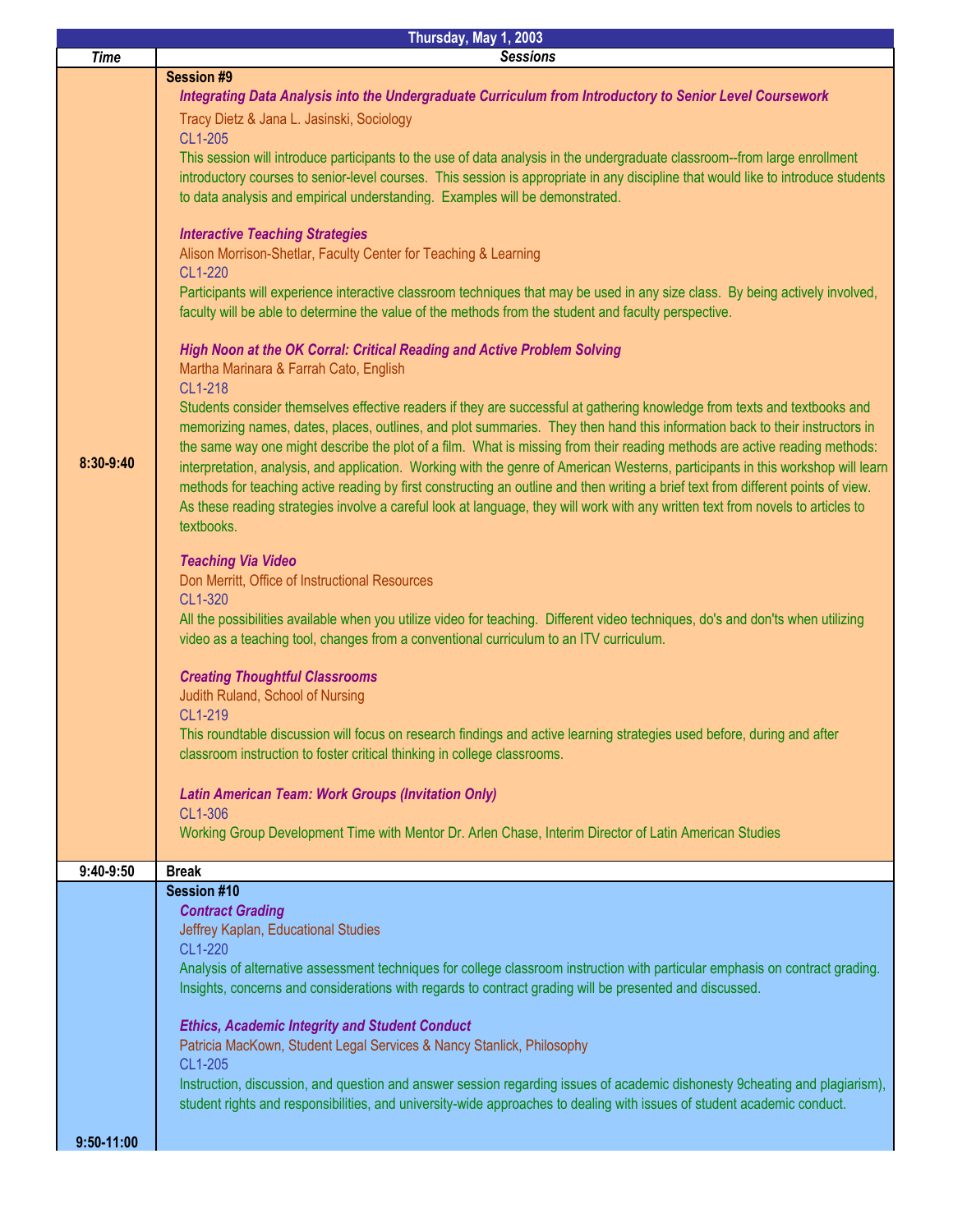## Thursday, May 1, 2003

| *Time* | *Sessions* |
| --- | --- |
| 8:30-9:40 | **Session #9** |

***Integrating Data Analysis into the Undergraduate Curriculum from Introductory to Senior Level Coursework***
Tracy Dietz & Jana L. Jasinski, Sociology
CL1-205
This session will introduce participants to the use of data analysis in the undergraduate classroom--from large enrollment introductory courses to senior-level courses. This session is appropriate in any discipline that would like to introduce students to data analysis and empirical understanding. Examples will be demonstrated.

***Interactive Teaching Strategies***
Alison Morrison-Shetlar, Faculty Center for Teaching & Learning
CL1-220
Participants will experience interactive classroom techniques that may be used in any size class. By being actively involved, faculty will be able to determine the value of the methods from the student and faculty perspective.

***High Noon at the OK Corral: Critical Reading and Active Problem Solving***
Martha Marinara & Farrah Cato, English
CL1-218
Students consider themselves effective readers if they are successful at gathering knowledge from texts and textbooks and memorizing names, dates, places, outlines, and plot summaries. They then hand this information back to their instructors in the same way one might describe the plot of a film. What is missing from their reading methods are active reading methods: interpretation, analysis, and application. Working with the genre of American Westerns, participants in this workshop will learn methods for teaching active reading by first constructing an outline and then writing a brief text from different points of view. As these reading strategies involve a careful look at language, they will work with any written text from novels to articles to textbooks.

***Teaching Via Video***
Don Merritt, Office of Instructional Resources
CL1-320
All the possibilities available when you utilize video for teaching. Different video techniques, do's and don'ts when utilizing video as a teaching tool, changes from a conventional curriculum to an ITV curriculum.

***Creating Thoughtful Classrooms***
Judith Ruland, School of Nursing
CL1-219
This roundtable discussion will focus on research findings and active learning strategies used before, during and after classroom instruction to foster critical thinking in college classrooms.

***Latin American Team: Work Groups (Invitation Only)***
CL1-306
Working Group Development Time with Mentor Dr. Arlen Chase, Interim Director of Latin American Studies

| *Time* | *Sessions* |
| --- | --- |
| 9:40-9:50 | **Break** |
| 9:50-11:00 | **Session #10** |

***Contract Grading***
Jeffrey Kaplan, Educational Studies
CL1-220
Analysis of alternative assessment techniques for college classroom instruction with particular emphasis on contract grading. Insights, concerns and considerations with regards to contract grading will be presented and discussed.

***Ethics, Academic Integrity and Student Conduct***
Patricia MacKown, Student Legal Services & Nancy Stanlick, Philosophy
CL1-205
Instruction, discussion, and question and answer session regarding issues of academic dishonesty 9cheating and plagiarism), student rights and responsibilities, and university-wide approaches to dealing with issues of student academic conduct.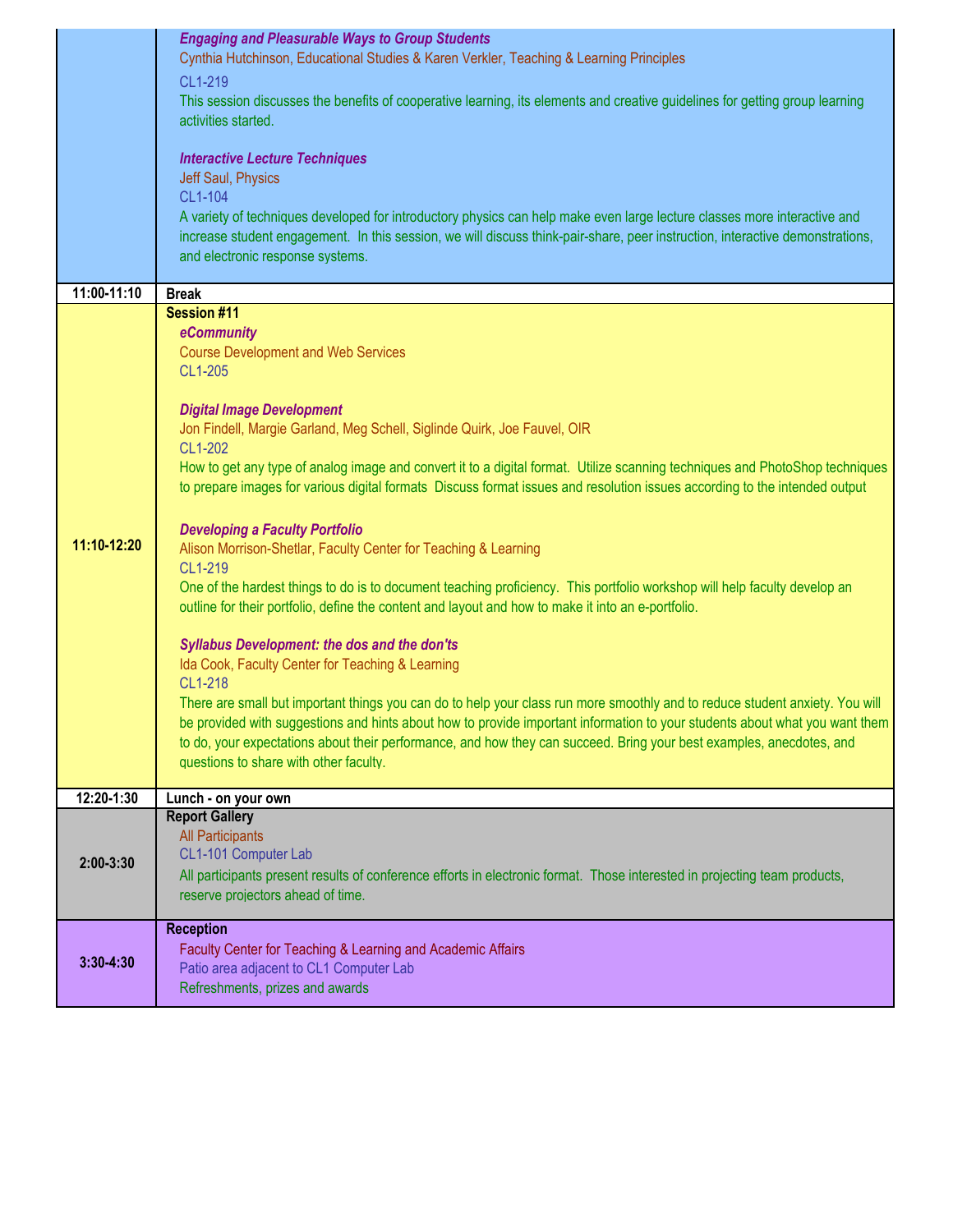| | |
|---|---|
| | ***Engaging and Pleasurable Ways to Group Students*** <br> Cynthia Hutchinson, Educational Studies & Karen Verkler, Teaching & Learning Principles <br> CL1-219 <br> This session discusses the benefits of cooperative learning, its elements and creative guidelines for getting group learning activities started. <br><br> ***Interactive Lecture Techniques*** <br> Jeff Saul, Physics <br> CL1-104 <br> A variety of techniques developed for introductory physics can help make even large lecture classes more interactive and increase student engagement. In this session, we will discuss think-pair-share, peer instruction, interactive demonstrations, and electronic response systems. |
| **11:00-11:10** | **Break** |
| **11:10-12:20** | **Session #11** <br> ***eCommunity*** <br> Course Development and Web Services <br> CL1-205 <br><br> ***Digital Image Development*** <br> Jon Findell, Margie Garland, Meg Schell, Siglinde Quirk, Joe Fauvel, OIR <br> CL1-202 <br> How to get any type of analog image and convert it to a digital format. Utilize scanning techniques and PhotoShop techniques to prepare images for various digital formats Discuss format issues and resolution issues according to the intended output <br><br> ***Developing a Faculty Portfolio*** <br> Alison Morrison-Shetlar, Faculty Center for Teaching & Learning <br> CL1-219 <br> One of the hardest things to do is to document teaching proficiency. This portfolio workshop will help faculty develop an outline for their portfolio, define the content and layout and how to make it into an e-portfolio. <br><br> ***Syllabus Development: the dos and the don'ts*** <br> Ida Cook, Faculty Center for Teaching & Learning <br> CL1-218 <br> There are small but important things you can do to help your class run more smoothly and to reduce student anxiety. You will be provided with suggestions and hints about how to provide important information to your students about what you want them to do, your expectations about their performance, and how they can succeed. Bring your best examples, anecdotes, and questions to share with other faculty. |
| **12:20-1:30** | **Lunch - on your own** |
| **2:00-3:30** | **Report Gallery** <br> All Participants <br> CL1-101 Computer Lab <br> All participants present results of conference efforts in electronic format. Those interested in projecting team products, reserve projectors ahead of time. |
| **3:30-4:30** | **Reception** <br> Faculty Center for Teaching & Learning and Academic Affairs <br> Patio area adjacent to CL1 Computer Lab <br> Refreshments, prizes and awards |